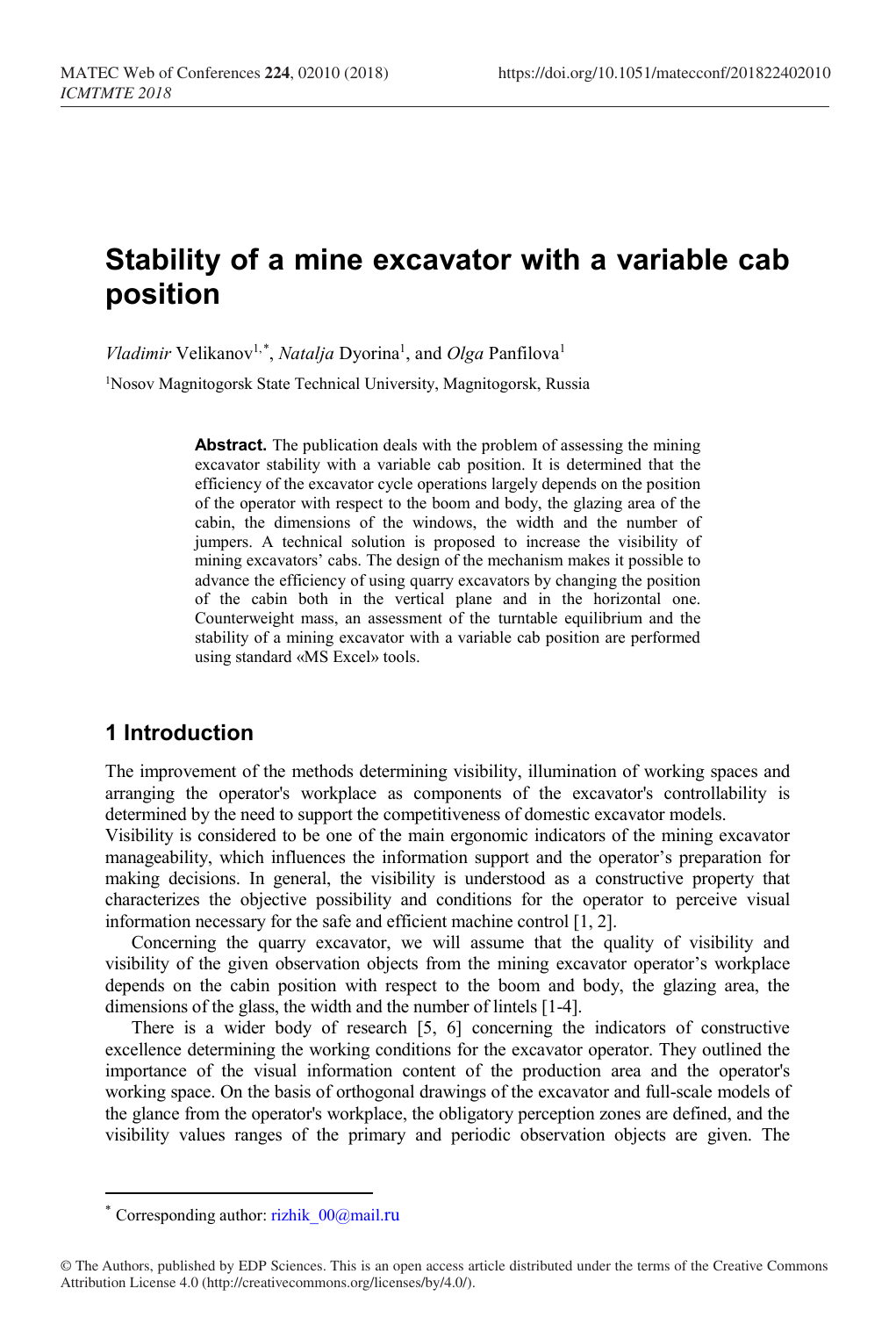# Stability of a mine excavator with a variable cab position

*Vladimir* Velikanov[1,*], *Natalja* Dyorina[1], and *Olga* Panfilova[1]

[1]Nosov Magnitogorsk State Technical University, Magnitogorsk, Russia

**Abstract.** The publication deals with the problem of assessing the mining excavator stability with a variable cab position. It is determined that the efficiency of the excavator cycle operations largely depends on the position of the operator with respect to the boom and body, the glazing area of the cabin, the dimensions of the windows, the width and the number of jumpers. A technical solution is proposed to increase the visibility of mining excavators' cabs. The design of the mechanism makes it possible to advance the efficiency of using quarry excavators by changing the position of the cabin both in the vertical plane and in the horizontal one. Counterweight mass, an assessment of the turntable equilibrium and the stability of a mining excavator with a variable cab position are performed using standard «MS Excel» tools.

## 1 Introduction

The improvement of the methods determining visibility, illumination of working spaces and arranging the operator's workplace as components of the excavator's controllability is determined by the need to support the competitiveness of domestic excavator models.

Visibility is considered to be one of the main ergonomic indicators of the mining excavator manageability, which influences the information support and the operator's preparation for making decisions. In general, the visibility is understood as a constructive property that characterizes the objective possibility and conditions for the operator to perceive visual information necessary for the safe and efficient machine control [1, 2].

Concerning the quarry excavator, we will assume that the quality of visibility and visibility of the given observation objects from the mining excavator operator's workplace depends on the cabin position with respect to the boom and body, the glazing area, the dimensions of the glass, the width and the number of lintels [1-4].

There is a wider body of research [5, 6] concerning the indicators of constructive excellence determining the working conditions for the excavator operator. They outlined the importance of the visual information content of the production area and the operator's working space. On the basis of orthogonal drawings of the excavator and full-scale models of the glance from the operator's workplace, the obligatory perception zones are defined, and the visibility values ranges of the primary and periodic observation objects are given. The

* Corresponding author: rizhik_00@mail.ru

© The Authors, published by EDP Sciences. This is an open access article distributed under the terms of the Creative Commons Attribution License 4.0 (http://creativecommons.org/licenses/by/4.0/).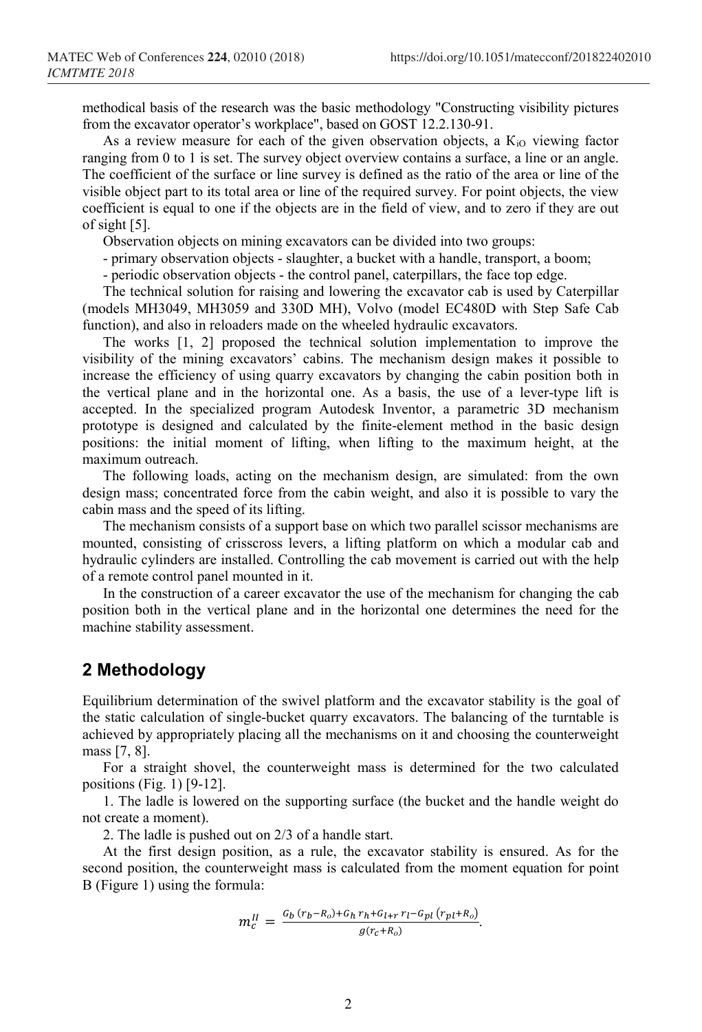methodical basis of the research was the basic methodology "Constructing visibility pictures from the excavator operator's workplace", based on GOST 12.2.130-91.

As a review measure for each of the given observation objects, a $K_{iO}$ viewing factor ranging from 0 to 1 is set. The survey object overview contains a surface, a line or an angle. The coefficient of the surface or line survey is defined as the ratio of the area or line of the visible object part to its total area or line of the required survey. For point objects, the view coefficient is equal to one if the objects are in the field of view, and to zero if they are out of sight [5].

Observation objects on mining excavators can be divided into two groups:

- primary observation objects - slaughter, a bucket with a handle, transport, a boom;
- periodic observation objects - the control panel, caterpillars, the face top edge.

The technical solution for raising and lowering the excavator cab is used by Caterpillar (models MH3049, MH3059 and 330D MH), Volvo (model EC480D with Step Safe Cab function), and also in reloaders made on the wheeled hydraulic excavators.

The works [1, 2] proposed the technical solution implementation to improve the visibility of the mining excavators' cabins. The mechanism design makes it possible to increase the efficiency of using quarry excavators by changing the cabin position both in the vertical plane and in the horizontal one. As a basis, the use of a lever-type lift is accepted. In the specialized program Autodesk Inventor, a parametric 3D mechanism prototype is designed and calculated by the finite-element method in the basic design positions: the initial moment of lifting, when lifting to the maximum height, at the maximum outreach.

The following loads, acting on the mechanism design, are simulated: from the own design mass; concentrated force from the cabin weight, and also it is possible to vary the cabin mass and the speed of its lifting.

The mechanism consists of a support base on which two parallel scissor mechanisms are mounted, consisting of crisscross levers, a lifting platform on which a modular cab and hydraulic cylinders are installed. Controlling the cab movement is carried out with the help of a remote control panel mounted in it.

In the construction of a career excavator the use of the mechanism for changing the cab position both in the vertical plane and in the horizontal one determines the need for the machine stability assessment.

## 2 Methodology

Equilibrium determination of the swivel platform and the excavator stability is the goal of the static calculation of single-bucket quarry excavators. The balancing of the turntable is achieved by appropriately placing all the mechanisms on it and choosing the counterweight mass [7, 8].

For a straight shovel, the counterweight mass is determined for the two calculated positions (Fig. 1) [9-12].

1. The ladle is lowered on the supporting surface (the bucket and the handle weight do not create a moment).

2. The ladle is pushed out on 2/3 of a handle start.

At the first design position, as a rule, the excavator stability is ensured. As for the second position, the counterweight mass is calculated from the moment equation for point B (Figure 1) using the formula:

$$m_c^{II} = \frac{G_b\,(r_b - R_o) + G_h\,r_h + G_{l+r}\,r_l - G_{pl}\,(r_{pl} + R_o)}{g(r_c + R_o)}.$$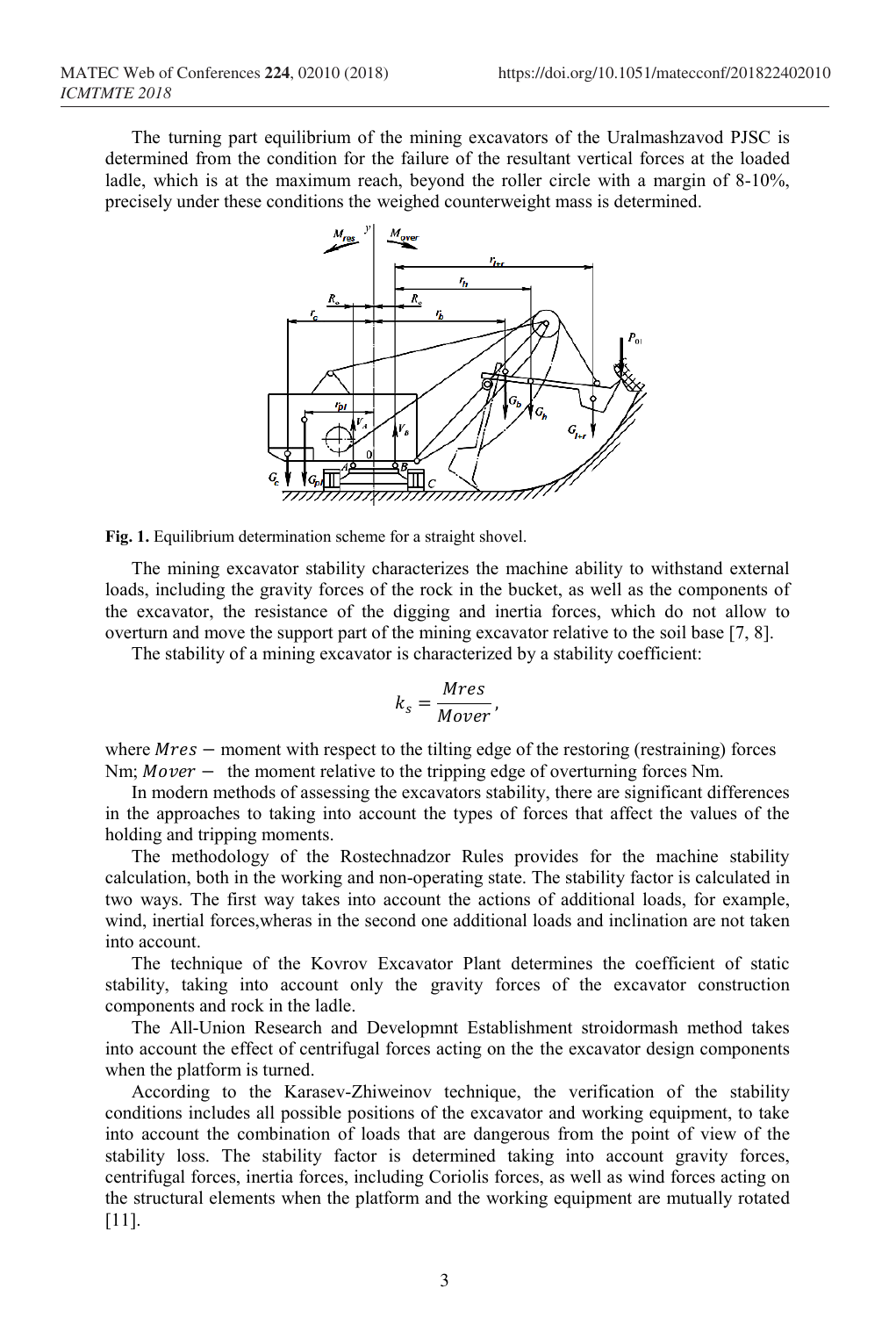The turning part equilibrium of the mining excavators of the Uralmashzavod PJSC is determined from the condition for the failure of the resultant vertical forces at the loaded ladle, which is at the maximum reach, beyond the roller circle with a margin of 8-10%, precisely under these conditions the weighed counterweight mass is determined.

**Fig. 1.** Equilibrium determination scheme for a straight shovel.

The mining excavator stability characterizes the machine ability to withstand external loads, including the gravity forces of the rock in the bucket, as well as the components of the excavator, the resistance of the digging and inertia forces, which do not allow to overturn and move the support part of the mining excavator relative to the soil base [7, 8].

The stability of a mining excavator is characterized by a stability coefficient:

$$k_s = \frac{Mres}{Mover},$$

where $Mres$ – moment with respect to the tilting edge of the restoring (restraining) forces Nm; $Mover$ – the moment relative to the tripping edge of overturning forces Nm.

In modern methods of assessing the excavators stability, there are significant differences in the approaches to taking into account the types of forces that affect the values of the holding and tripping moments.

The methodology of the Rostechnadzor Rules provides for the machine stability calculation, both in the working and non-operating state. The stability factor is calculated in two ways. The first way takes into account the actions of additional loads, for example, wind, inertial forces,wheras in the second one additional loads and inclination are not taken into account.

The technique of the Kovrov Excavator Plant determines the coefficient of static stability, taking into account only the gravity forces of the excavator construction components and rock in the ladle.

The All-Union Research and Developmnt Establishment stroidormash method takes into account the effect of centrifugal forces acting on the the excavator design components when the platform is turned.

According to the Karasev-Zhiweinov technique, the verification of the stability conditions includes all possible positions of the excavator and working equipment, to take into account the combination of loads that are dangerous from the point of view of the stability loss. The stability factor is determined taking into account gravity forces, centrifugal forces, inertia forces, including Coriolis forces, as well as wind forces acting on the structural elements when the platform and the working equipment are mutually rotated [11].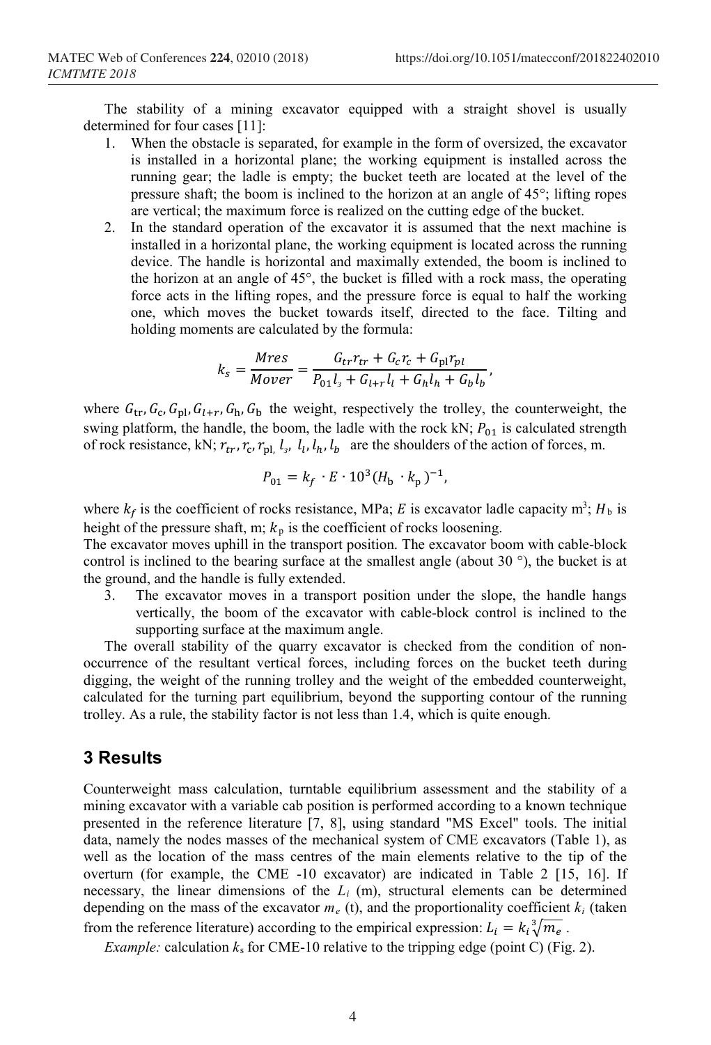The stability of a mining excavator equipped with a straight shovel is usually determined for four cases [11]:

1. When the obstacle is separated, for example in the form of oversized, the excavator is installed in a horizontal plane; the working equipment is installed across the running gear; the ladle is empty; the bucket teeth are located at the level of the pressure shaft; the boom is inclined to the horizon at an angle of 45°; lifting ropes are vertical; the maximum force is realized on the cutting edge of the bucket.
2. In the standard operation of the excavator it is assumed that the next machine is installed in a horizontal plane, the working equipment is located across the running device. The handle is horizontal and maximally extended, the boom is inclined to the horizon at an angle of 45°, the bucket is filled with a rock mass, the operating force acts in the lifting ropes, and the pressure force is equal to half the working one, which moves the bucket towards itself, directed to the face. Tilting and holding moments are calculated by the formula:

$$k_s = \frac{Mres}{Mover} = \frac{G_{tr}r_{tr} + G_c r_c + G_{pl}r_{pl}}{P_{01}l_з + G_{l+r}l_l + G_h l_h + G_b l_b},$$

where $G_{tr}, G_c, G_{pl}, G_{l+r}, G_h, G_b$ the weight, respectively the trolley, the counterweight, the swing platform, the handle, the boom, the ladle with the rock kN; $P_{01}$ is calculated strength of rock resistance, kN; $r_{tr}, r_c, r_{pl}, l_з, l_l, l_h, l_b$ are the shoulders of the action of forces, m.

$$P_{01} = k_f \cdot E \cdot 10^3 (H_b \cdot k_p)^{-1},$$

where $k_f$ is the coefficient of rocks resistance, MPa; $E$ is excavator ladle capacity m$^3$; $H_b$ is height of the pressure shaft, m; $k_p$ is the coefficient of rocks loosening.

The excavator moves uphill in the transport position. The excavator boom with cable-block control is inclined to the bearing surface at the smallest angle (about 30 °), the bucket is at the ground, and the handle is fully extended.

3. The excavator moves in a transport position under the slope, the handle hangs vertically, the boom of the excavator with cable-block control is inclined to the supporting surface at the maximum angle.

The overall stability of the quarry excavator is checked from the condition of non-occurrence of the resultant vertical forces, including forces on the bucket teeth during digging, the weight of the running trolley and the weight of the embedded counterweight, calculated for the turning part equilibrium, beyond the supporting contour of the running trolley. As a rule, the stability factor is not less than 1.4, which is quite enough.

## 3 Results

Counterweight mass calculation, turntable equilibrium assessment and the stability of a mining excavator with a variable cab position is performed according to a known technique presented in the reference literature [7, 8], using standard "MS Excel" tools. The initial data, namely the nodes masses of the mechanical system of CME excavators (Table 1), as well as the location of the mass centres of the main elements relative to the tip of the overturn (for example, the CME -10 excavator) are indicated in Table 2 [15, 16]. If necessary, the linear dimensions of the $L_i$ (m), structural elements can be determined depending on the mass of the excavator $m_e$ (t), and the proportionality coefficient $k_i$ (taken from the reference literature) according to the empirical expression: $L_i = k_i \sqrt[3]{m_e}$ .

*Example:* calculation $k_s$ for CME-10 relative to the tripping edge (point C) (Fig. 2).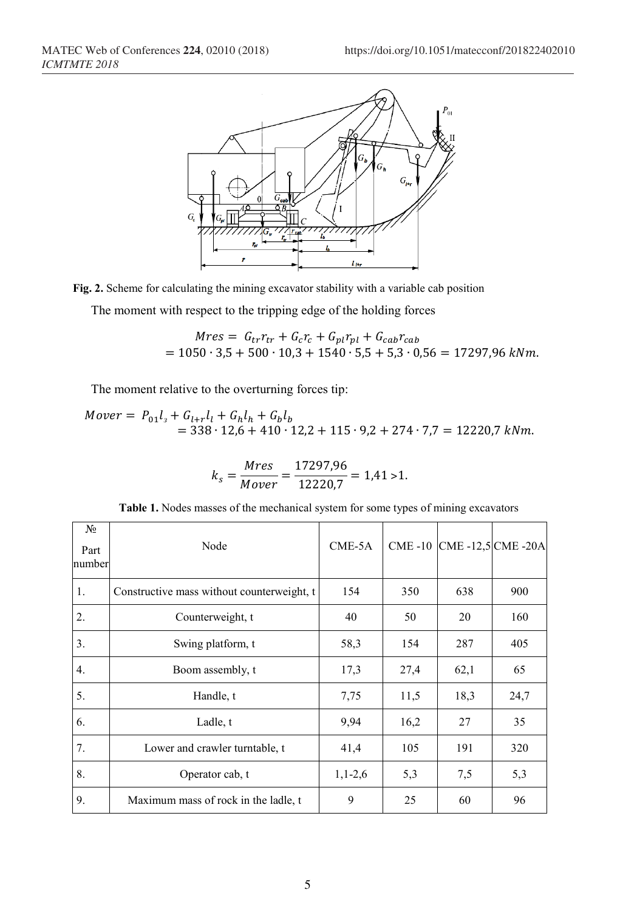**Fig. 2.** Scheme for calculating the mining excavator stability with a variable cab position

The moment with respect to the tripping edge of the holding forces

$$Mres = G_{tr}r_{tr} + G_c r_c + G_{pl}r_{pl} + G_{cab}r_{cab}$$
$$= 1050 \cdot 3{,}5 + 500 \cdot 10{,}3 + 1540 \cdot 5{,}5 + 5{,}3 \cdot 0{,}56 = 17297{,}96\ kNm.$$

The moment relative to the overturning forces tip:

$$Mover = P_{01}l_з + G_{l+r}l_l + G_h l_h + G_b l_b$$
$$= 338 \cdot 12{,}6 + 410 \cdot 12{,}2 + 115 \cdot 9{,}2 + 274 \cdot 7{,}7 = 12220{,}7\ kNm.$$

$$k_s = \frac{Mres}{Mover} = \frac{17297{,}96}{12220{,}7} = 1{,}41 > 1.$$

**Table 1.** Nodes masses of the mechanical system for some types of mining excavators

| № Part number | Node | CME-5A | CME -10 | CME -12,5 | CME -20A |
|---|---|---|---|---|---|
| 1. | Constructive mass without counterweight, t | 154 | 350 | 638 | 900 |
| 2. | Counterweight, t | 40 | 50 | 20 | 160 |
| 3. | Swing platform, t | 58,3 | 154 | 287 | 405 |
| 4. | Boom assembly, t | 17,3 | 27,4 | 62,1 | 65 |
| 5. | Handle, t | 7,75 | 11,5 | 18,3 | 24,7 |
| 6. | Ladle, t | 9,94 | 16,2 | 27 | 35 |
| 7. | Lower and crawler turntable, t | 41,4 | 105 | 191 | 320 |
| 8. | Operator cab, t | 1,1-2,6 | 5,3 | 7,5 | 5,3 |
| 9. | Maximum mass of rock in the ladle, t | 9 | 25 | 60 | 96 |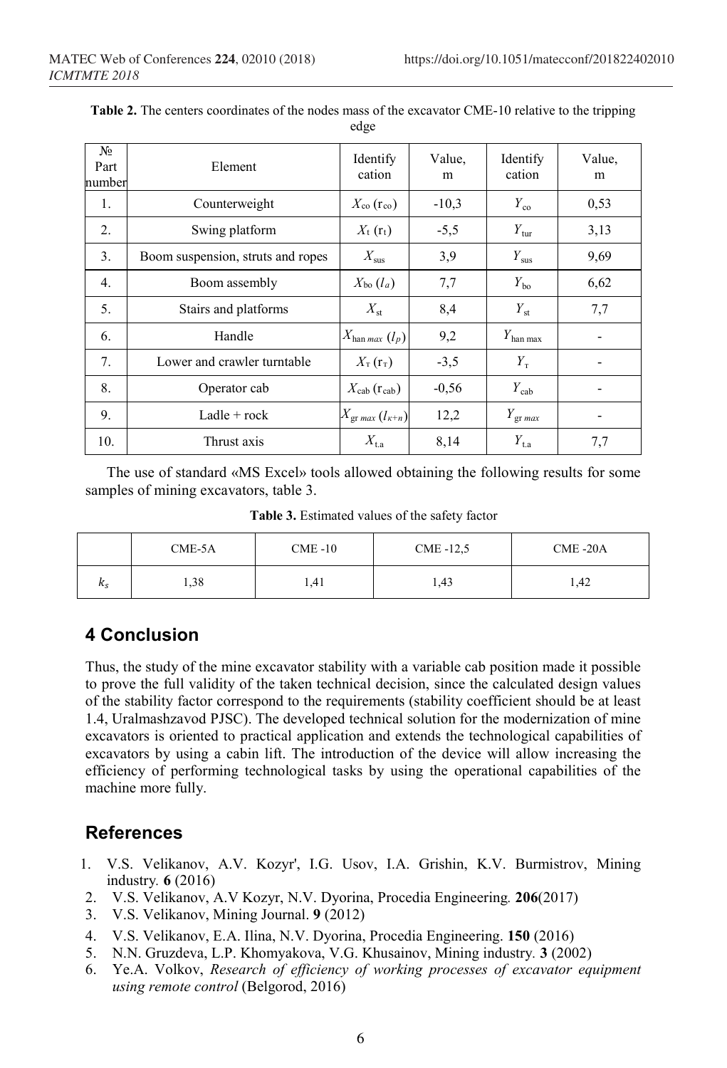**Table 2.** The centers coordinates of the nodes mass of the excavator CME-10 relative to the tripping edge

| № Part number | Element | Identify cation | Value, m | Identify cation | Value, m |
|---|---|---|---|---|---|
| 1. | Counterweight | $X_{co}$ ($r_{co}$) | -10,3 | $Y_{co}$ | 0,53 |
| 2. | Swing platform | $X_{t}$ ($r_{t}$) | -5,5 | $Y_{tur}$ | 3,13 |
| 3. | Boom suspension, struts and ropes | $X_{sus}$ | 3,9 | $Y_{sus}$ | 9,69 |
| 4. | Boom assembly | $X_{bo}$ ($l_{a}$) | 7,7 | $Y_{bo}$ | 6,62 |
| 5. | Stairs and platforms | $X_{st}$ | 8,4 | $Y_{st}$ | 7,7 |
| 6. | Handle | $X_{han\ max}$ ($l_{p}$) | 9,2 | $Y_{han\ max}$ | - |
| 7. | Lower and crawler turntable | $X_{т}$ ($r_{т}$) | -3,5 | $Y_{т}$ | - |
| 8. | Operator cab | $X_{cab}$ ($r_{cab}$) | -0,56 | $Y_{cab}$ | - |
| 9. | Ladle + rock | $X_{gr\ max}$ ($l_{k+n}$) | 12,2 | $Y_{gr\ max}$ | - |
| 10. | Thrust axis | $X_{t.a}$ | 8,14 | $Y_{t.a}$ | 7,7 |

The use of standard «MS Excel» tools allowed obtaining the following results for some samples of mining excavators, table 3.

**Table 3.** Estimated values of the safety factor

| | CME-5A | CME -10 | CME -12,5 | CME -20A |
|---|---|---|---|---|
| $k_s$ | 1,38 | 1,41 | 1,43 | 1,42 |

## 4 Conclusion

Thus, the study of the mine excavator stability with a variable cab position made it possible to prove the full validity of the taken technical decision, since the calculated design values of the stability factor correspond to the requirements (stability coefficient should be at least 1.4, Uralmashzavod PJSC). The developed technical solution for the modernization of mine excavators is oriented to practical application and extends the technological capabilities of excavators by using a cabin lift. The introduction of the device will allow increasing the efficiency of performing technological tasks by using the operational capabilities of the machine more fully.

## References

1. V.S. Velikanov, A.V. Kozyr', I.G. Usov, I.A. Grishin, K.V. Burmistrov, Mining industry. **6** (2016)
2. V.S. Velikanov, A.V Kozyr, N.V. Dyorina, Procedia Engineering. **206**(2017)
3. V.S. Velikanov, Mining Journal. **9** (2012)
4. V.S. Velikanov, E.A. Ilina, N.V. Dyorina, Procedia Engineering. **150** (2016)
5. N.N. Gruzdeva, L.P. Khomyakova, V.G. Khusainov, Mining industry. **3** (2002)
6. Ye.A. Volkov, *Research of efficiency of working processes of excavator equipment using remote control* (Belgorod, 2016)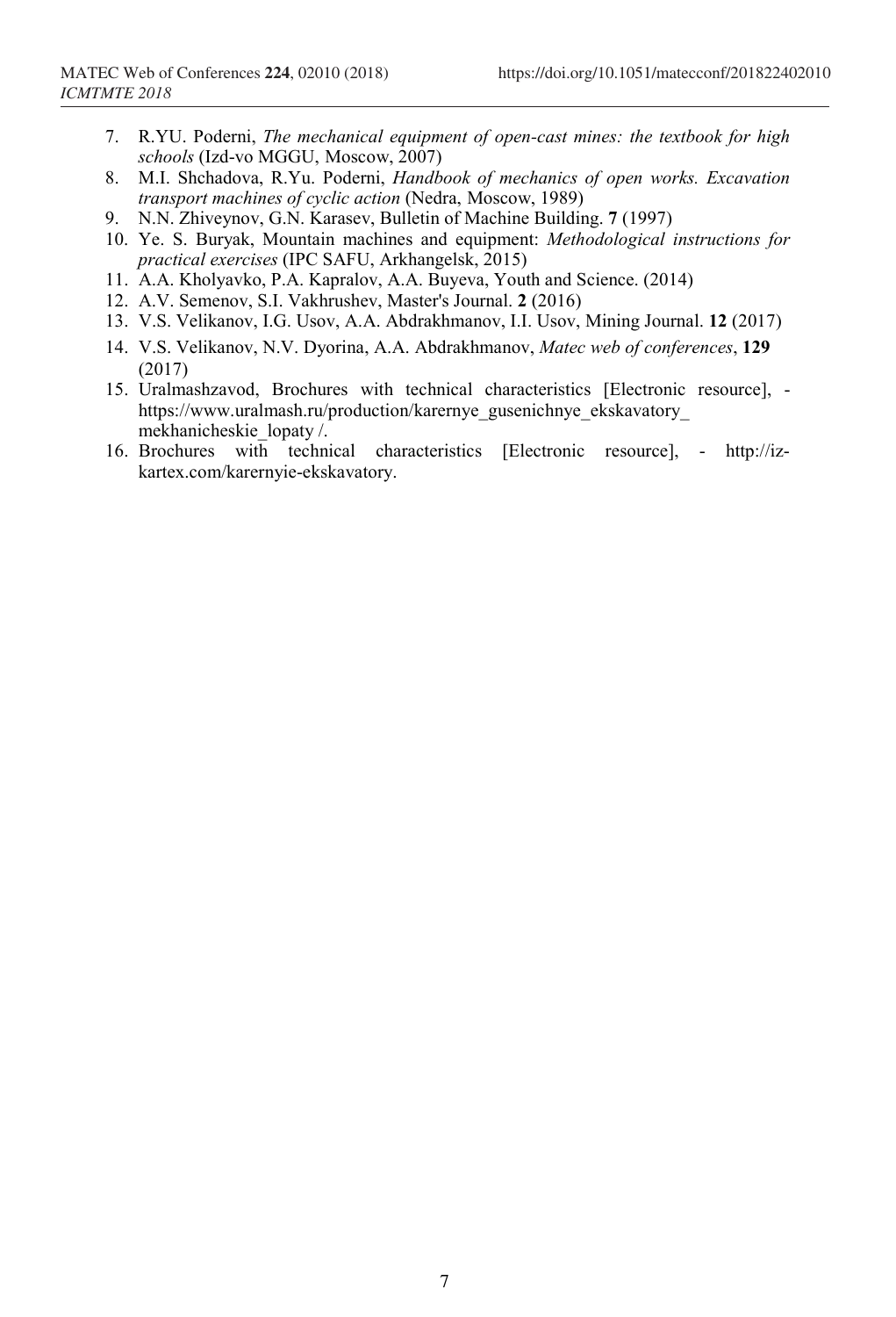7. R.YU. Poderni, *The mechanical equipment of open-cast mines: the textbook for high schools* (Izd-vo MGGU, Moscow, 2007)
8. M.I. Shchadova, R.Yu. Poderni, *Handbook of mechanics of open works. Excavation transport machines of cyclic action* (Nedra, Moscow, 1989)
9. N.N. Zhiveynov, G.N. Karasev, Bulletin of Machine Building. **7** (1997)
10. Ye. S. Buryak, Mountain machines and equipment: *Methodological instructions for practical exercises* (IPC SAFU, Arkhangelsk, 2015)
11. A.A. Kholyavko, P.A. Kapralov, A.A. Buyeva, Youth and Science. (2014)
12. A.V. Semenov, S.I. Vakhrushev, Master's Journal. **2** (2016)
13. V.S. Velikanov, I.G. Usov, A.A. Abdrakhmanov, I.I. Usov, Mining Journal. **12** (2017)
14. V.S. Velikanov, N.V. Dyorina, A.A. Abdrakhmanov, *Matec web of conferences*, **129** (2017)
15. Uralmashzavod, Brochures with technical characteristics [Electronic resource], - https://www.uralmash.ru/production/karernye_gusenichnye_ekskavatory_ mekhanicheskie_lopaty /.
16. Brochures with technical characteristics [Electronic resource], - http://iz-kartex.com/karernyie-ekskavatory.